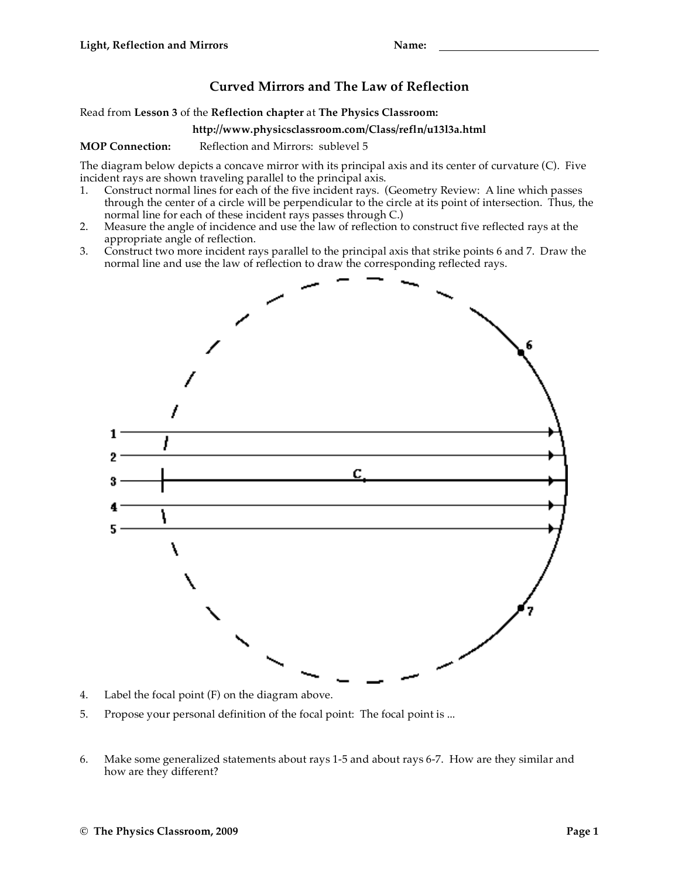Name: ______________________

# Curved Mirrors and The Law of Reflection

Read from **Lesson 3** of the **Reflection chapter** at **The Physics Classroom:**

**http://www.physicsclassroom.com/Class/refln/u13l3a.html**

**MOP Connection:** Reflection and Mirrors: sublevel 5

The diagram below depicts a concave mirror with its principal axis and its center of curvature (C). Five incident rays are shown traveling parallel to the principal axis.

1. Construct normal lines for each of the five incident rays. (Geometry Review: A line which passes through the center of a circle will be perpendicular to the circle at its point of intersection. Thus, the normal line for each of these incident rays passes through C.)
2. Measure the angle of incidence and use the law of reflection to construct five reflected rays at the appropriate angle of reflection.
3. Construct two more incident rays parallel to the principal axis that strike points 6 and 7. Draw the normal line and use the law of reflection to draw the corresponding reflected rays.

4. Label the focal point (F) on the diagram above.
5. Propose your personal definition of the focal point: The focal point is ...

6. Make some generalized statements about rays 1-5 and about rays 6-7. How are they similar and how are they different?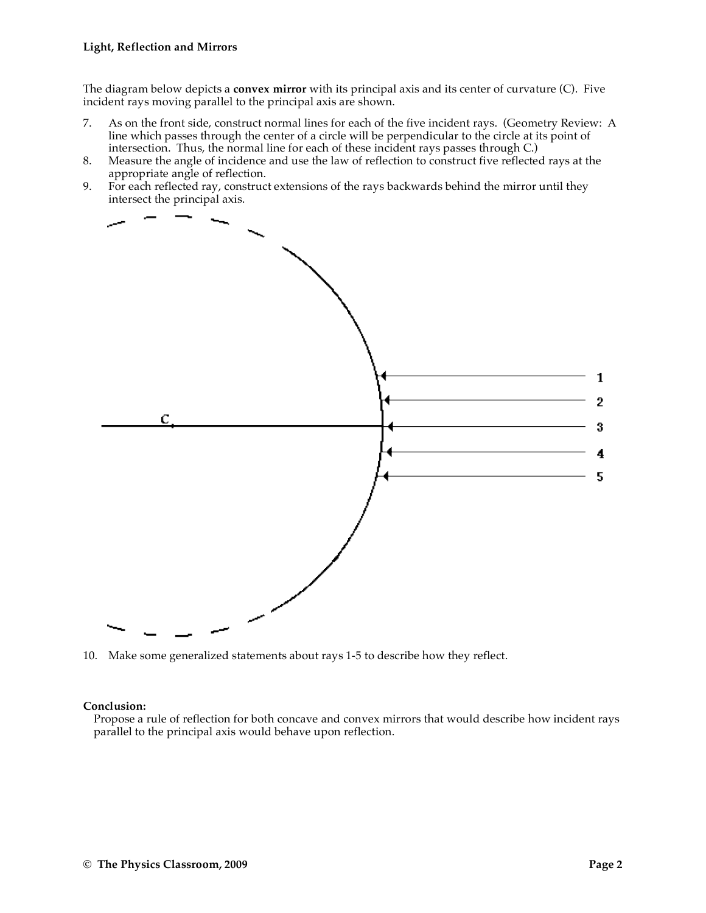**Light, Reflection and Mirrors**

The diagram below depicts a **convex mirror** with its principal axis and its center of curvature (C). Five incident rays moving parallel to the principal axis are shown.

7. As on the front side, construct normal lines for each of the five incident rays. (Geometry Review: A line which passes through the center of a circle will be perpendicular to the circle at its point of intersection. Thus, the normal line for each of these incident rays passes through C.)
8. Measure the angle of incidence and use the law of reflection to construct five reflected rays at the appropriate angle of reflection.
9. For each reflected ray, construct extensions of the rays backwards behind the mirror until they intersect the principal axis.

C

1

2

3

4

5

10. Make some generalized statements about rays 1-5 to describe how they reflect.

**Conclusion:**

Propose a rule of reflection for both concave and convex mirrors that would describe how incident rays parallel to the principal axis would behave upon reflection.